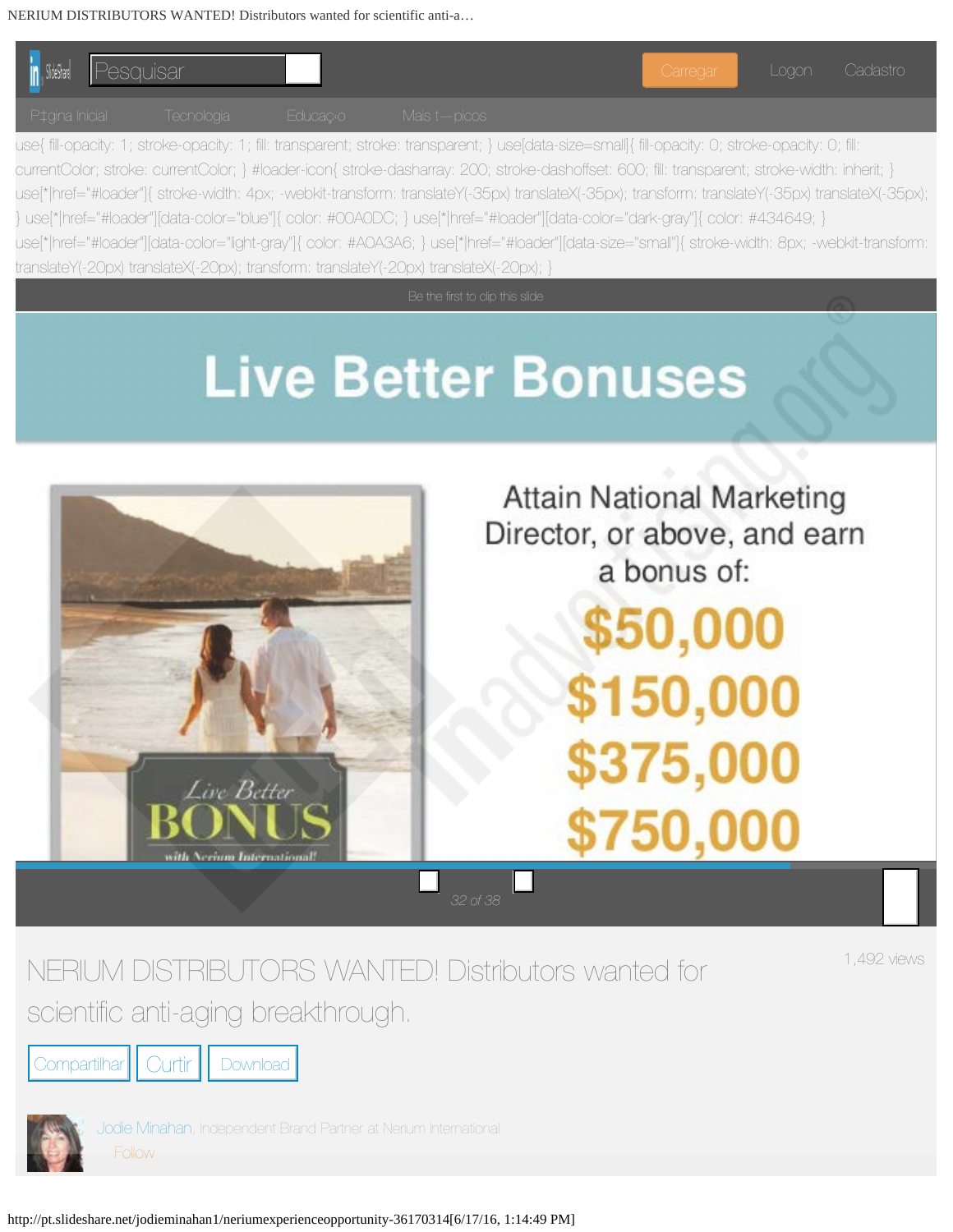Pesquisar

Carregar Logon Cadastro

P‡gina Inicial Tecnologia Educaç‹o Mais t—picos

use{ fill-opacity: 1; stroke-opacity: 1; fill: transparent; stroke: transparent; } use[data-size=small]{ fill-opacity: 0; stroke-opacity: 0; fill: currentColor; stroke: currentColor; } #loader-icon{ stroke-dasharray: 200; stroke-dashoffset: 600; fill: transparent; stroke-width: inherit; } use[*|href="#loader"]{ stroke-width: 4px; -webkit-transform: translateY(-35px) translateX(-35px); transform: translateY(-35px) translateX(-35px); } use[*|href="#loader"][data-color="blue"]{ color: #00A0DC; } use[*|href="#loader"][data-color="dark-gray"]{ color: #434649; } use[*|href="#loader"][data-color="light-gray"]{ color: #A0A3A6; } use[*|href="#loader"][data-size="small"]{ stroke-width: 8px; -webkit-transform: translateY(-20px) translateX(-20px); transform: translateY(-20px) translateX(-20px); }

Be the first to clip this slide

# Live Better Bonuses

Live Better BONUS with Nerium International!

Attain National Marketing Director, or above, and earn a bonus of:

$50,000
$150,000
$375,000
$750,000

32 of 38

# NERIUM DISTRIBUTORS WANTED! Distributors wanted for scientific anti-aging breakthrough.

1,492 views

Compartilhar Curtir Download

Jodie Minahan, Independent Brand Partner at Nerium International

Follow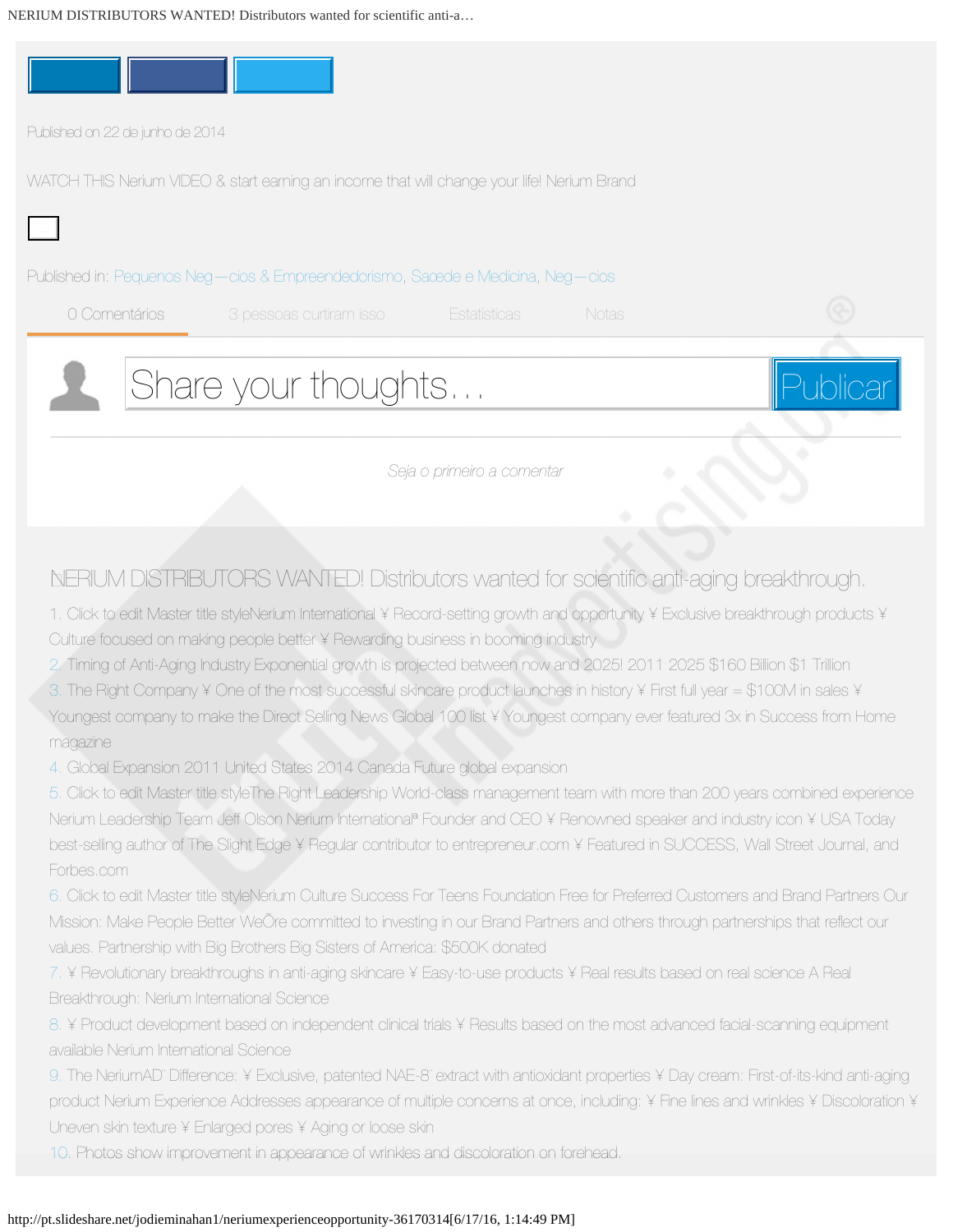Published on 22 de junho de 2014

WATCH THIS Nerium VIDEO & start earning an income that will change your life! Nerium Brand

Published in: Pequenos Neg—cios & Empreendedorismo, Sa˙de e Medicina, Neg—cios

0 Comentários | 3 pessoas curtiram isso | Estatísticas | Notas

Share your thoughts…

Publicar

*Seja o primeiro a comentar*

## NERIUM DISTRIBUTORS WANTED! Distributors wanted for scientific anti-aging breakthrough.

1. Click to edit Master title styleNerium International ¥ Record-setting growth and opportunity ¥ Exclusive breakthrough products ¥ Culture focused on making people better ¥ Rewarding business in booming industry
2. Timing of Anti-Aging Industry Exponential growth is projected between now and 2025! 2011 2025 $160 Billion $1 Trillion
3. The Right Company ¥ One of the most successful skincare product launches in history ¥ First full year = $100M in sales ¥ Youngest company to make the Direct Selling News Global 100 list ¥ Youngest company ever featured 3x in Success from Home magazine
4. Global Expansion 2011 United States 2014 Canada Future global expansion
5. Click to edit Master title styleThe Right Leadership World-class management team with more than 200 years combined experience Nerium Leadership Team Jeff Olson Nerium Internationalª Founder and CEO ¥ Renowned speaker and industry icon ¥ USA Today best-selling author of The Slight Edge ¥ Regular contributor to entrepreneur.com ¥ Featured in SUCCESS, Wall Street Journal, and Forbes.com
6. Click to edit Master title styleNerium Culture Success For Teens Foundation Free for Preferred Customers and Brand Partners Our Mission: Make People Better WeÕre committed to investing in our Brand Partners and others through partnerships that reflect our values. Partnership with Big Brothers Big Sisters of America: $500K donated
7. ¥ Revolutionary breakthroughs in anti-aging skincare ¥ Easy-to-use products ¥ Real results based on real science A Real Breakthrough: Nerium International Science
8. ¥ Product development based on independent clinical trials ¥ Results based on the most advanced facial-scanning equipment available Nerium International Science
9. The NeriumAD' Difference: ¥ Exclusive, patented NAE-8' extract with antioxidant properties ¥ Day cream: First-of-its-kind anti-aging product Nerium Experience Addresses appearance of multiple concerns at once, including: ¥ Fine lines and wrinkles ¥ Discoloration ¥ Uneven skin texture ¥ Enlarged pores ¥ Aging or loose skin
10. Photos show improvement in appearance of wrinkles and discoloration on forehead.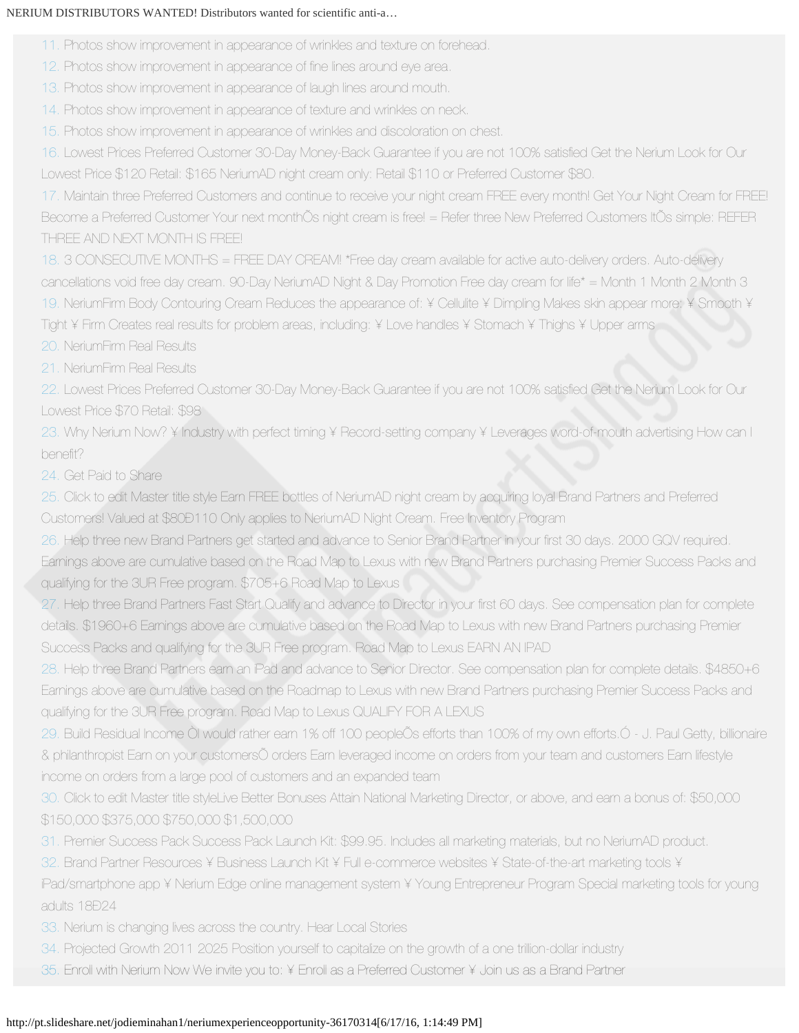11. Photos show improvement in appearance of wrinkles and texture on forehead.
12. Photos show improvement in appearance of fine lines around eye area.
13. Photos show improvement in appearance of laugh lines around mouth.
14. Photos show improvement in appearance of texture and wrinkles on neck.
15. Photos show improvement in appearance of wrinkles and discoloration on chest.
16. Lowest Prices Preferred Customer 30-Day Money-Back Guarantee if you are not 100% satisfied Get the Nerium Look for Our Lowest Price $120 Retail: $165 NeriumAD night cream only: Retail $110 or Preferred Customer $80.
17. Maintain three Preferred Customers and continue to receive your night cream FREE every month! Get Your Night Cream for FREE! Become a Preferred Customer Your next monthÕs night cream is free! = Refer three New Preferred Customers ItÕs simple: REFER THREE AND NEXT MONTH IS FREE!
18. 3 CONSECUTIVE MONTHS = FREE DAY CREAM! *Free day cream available for active auto-delivery orders. Auto-delivery cancellations void free day cream. 90-Day NeriumAD Night & Day Promotion Free day cream for life* = Month 1 Month 2 Month 3
19. NeriumFirm Body Contouring Cream Reduces the appearance of: ¥ Cellulite ¥ Dimpling Makes skin appear more: ¥ Smooth ¥ Tight ¥ Firm Creates real results for problem areas, including: ¥ Love handles ¥ Stomach ¥ Thighs ¥ Upper arms
20. NeriumFirm Real Results
21. NeriumFirm Real Results
22. Lowest Prices Preferred Customer 30-Day Money-Back Guarantee if you are not 100% satisfied Get the Nerium Look for Our Lowest Price $70 Retail: $98
23. Why Nerium Now? ¥ Industry with perfect timing ¥ Record-setting company ¥ Leverages word-of-mouth advertising How can I benefit?
24. Get Paid to Share
25. Click to edit Master title style Earn FREE bottles of NeriumAD night cream by acquiring loyal Brand Partners and Preferred Customers! Valued at $80Ð110 Only applies to NeriumAD Night Cream. Free Inventory Program
26. Help three new Brand Partners get started and advance to Senior Brand Partner in your first 30 days. 2000 GQV required. Earnings above are cumulative based on the Road Map to Lexus with new Brand Partners purchasing Premier Success Packs and qualifying for the 3UR Free program. $705+6 Road Map to Lexus
27. Help three Brand Partners Fast Start Qualify and advance to Director in your first 60 days. See compensation plan for complete details. $1960+6 Earnings above are cumulative based on the Road Map to Lexus with new Brand Partners purchasing Premier Success Packs and qualifying for the 3UR Free program. Road Map to Lexus EARN AN IPAD
28. Help three Brand Partners earn an iPad and advance to Senior Director. See compensation plan for complete details. $4850+6 Earnings above are cumulative based on the Roadmap to Lexus with new Brand Partners purchasing Premier Success Packs and qualifying for the 3UR Free program. Road Map to Lexus QUALIFY FOR A LEXUS
29. Build Residual Income ÒI would rather earn 1% off 100 peopleÕs efforts than 100% of my own efforts.Ó - J. Paul Getty, billionaire & philanthropist Earn on your customersÕ orders Earn leveraged income on orders from your team and customers Earn lifestyle income on orders from a large pool of customers and an expanded team
30. Click to edit Master title styleLive Better Bonuses Attain National Marketing Director, or above, and earn a bonus of: $50,000 $150,000 $375,000 $750,000 $1,500,000
31. Premier Success Pack Success Pack Launch Kit: $99.95. Includes all marketing materials, but no NeriumAD product.
32. Brand Partner Resources ¥ Business Launch Kit ¥ Full e-commerce websites ¥ State-of-the-art marketing tools ¥ iPad/smartphone app ¥ Nerium Edge online management system ¥ Young Entrepreneur Program Special marketing tools for young adults 18Ð24
33. Nerium is changing lives across the country. Hear Local Stories
34. Projected Growth 2011 2025 Position yourself to capitalize on the growth of a one trillion-dollar industry
35. Enroll with Nerium Now We invite you to: ¥ Enroll as a Preferred Customer ¥ Join us as a Brand Partner